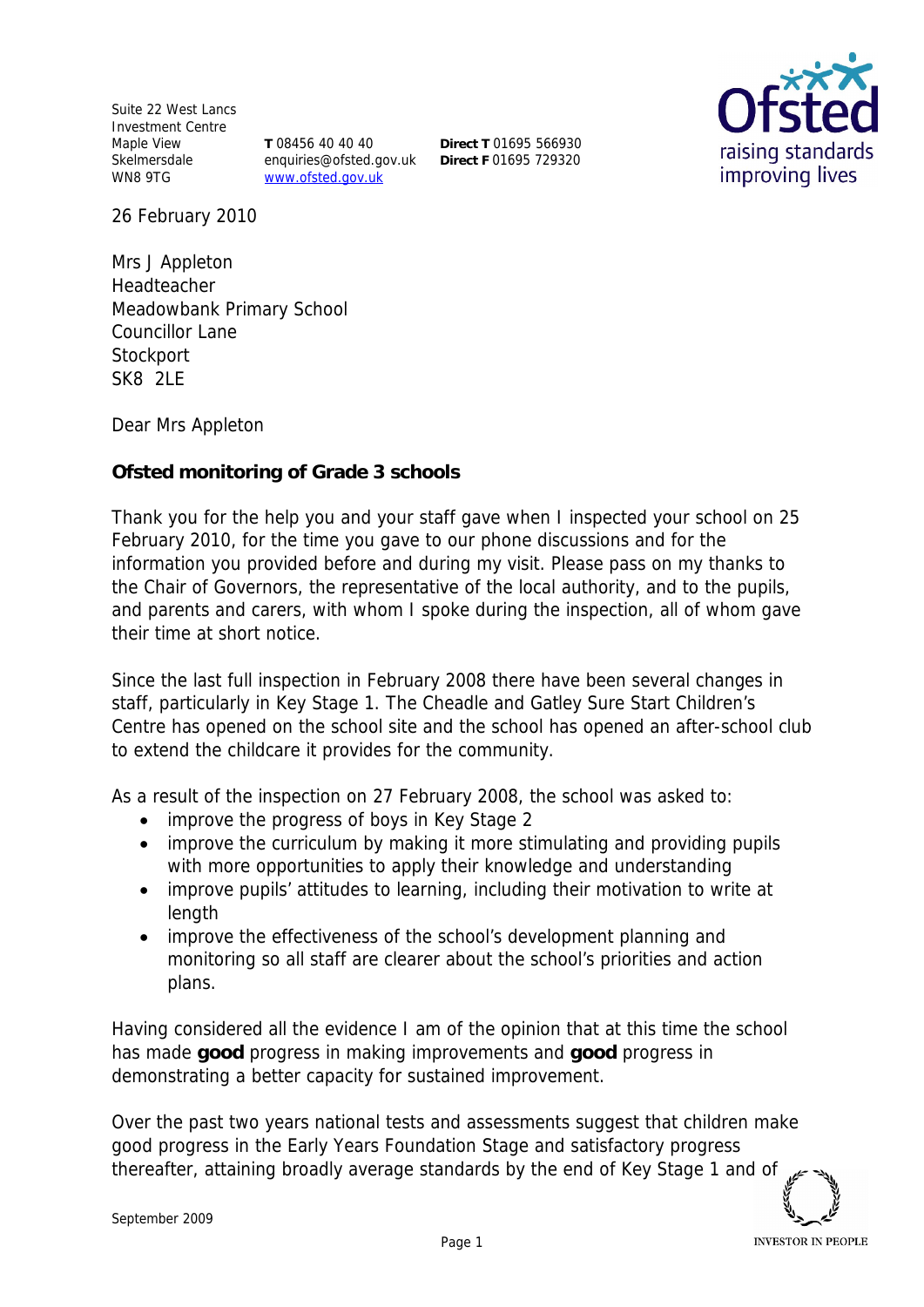Suite 22 West Lancs Investment Centre
Maple View
Skelmersdale
WN8 9TG

**T** 08456 40 40 40
enquiries@ofsted.gov.uk
www.ofsted.gov.uk

**Direct T** 01695 566930
**Direct F** 01695 729320

Ofsted
raising standards
improving lives

26 February 2010

Mrs J Appleton
Headteacher
Meadowbank Primary School
Councillor Lane
Stockport
SK8 2LE

Dear Mrs Appleton

**Ofsted monitoring of Grade 3 schools**

Thank you for the help you and your staff gave when I inspected your school on 25 February 2010, for the time you gave to our phone discussions and for the information you provided before and during my visit. Please pass on my thanks to the Chair of Governors, the representative of the local authority, and to the pupils, and parents and carers, with whom I spoke during the inspection, all of whom gave their time at short notice.

Since the last full inspection in February 2008 there have been several changes in staff, particularly in Key Stage 1. The Cheadle and Gatley Sure Start Children's Centre has opened on the school site and the school has opened an after-school club to extend the childcare it provides for the community.

As a result of the inspection on 27 February 2008, the school was asked to:

- improve the progress of boys in Key Stage 2
- improve the curriculum by making it more stimulating and providing pupils with more opportunities to apply their knowledge and understanding
- improve pupils' attitudes to learning, including their motivation to write at length
- improve the effectiveness of the school's development planning and monitoring so all staff are clearer about the school's priorities and action plans.

Having considered all the evidence I am of the opinion that at this time the school has made **good** progress in making improvements and **good** progress in demonstrating a better capacity for sustained improvement.

Over the past two years national tests and assessments suggest that children make good progress in the Early Years Foundation Stage and satisfactory progress thereafter, attaining broadly average standards by the end of Key Stage 1 and of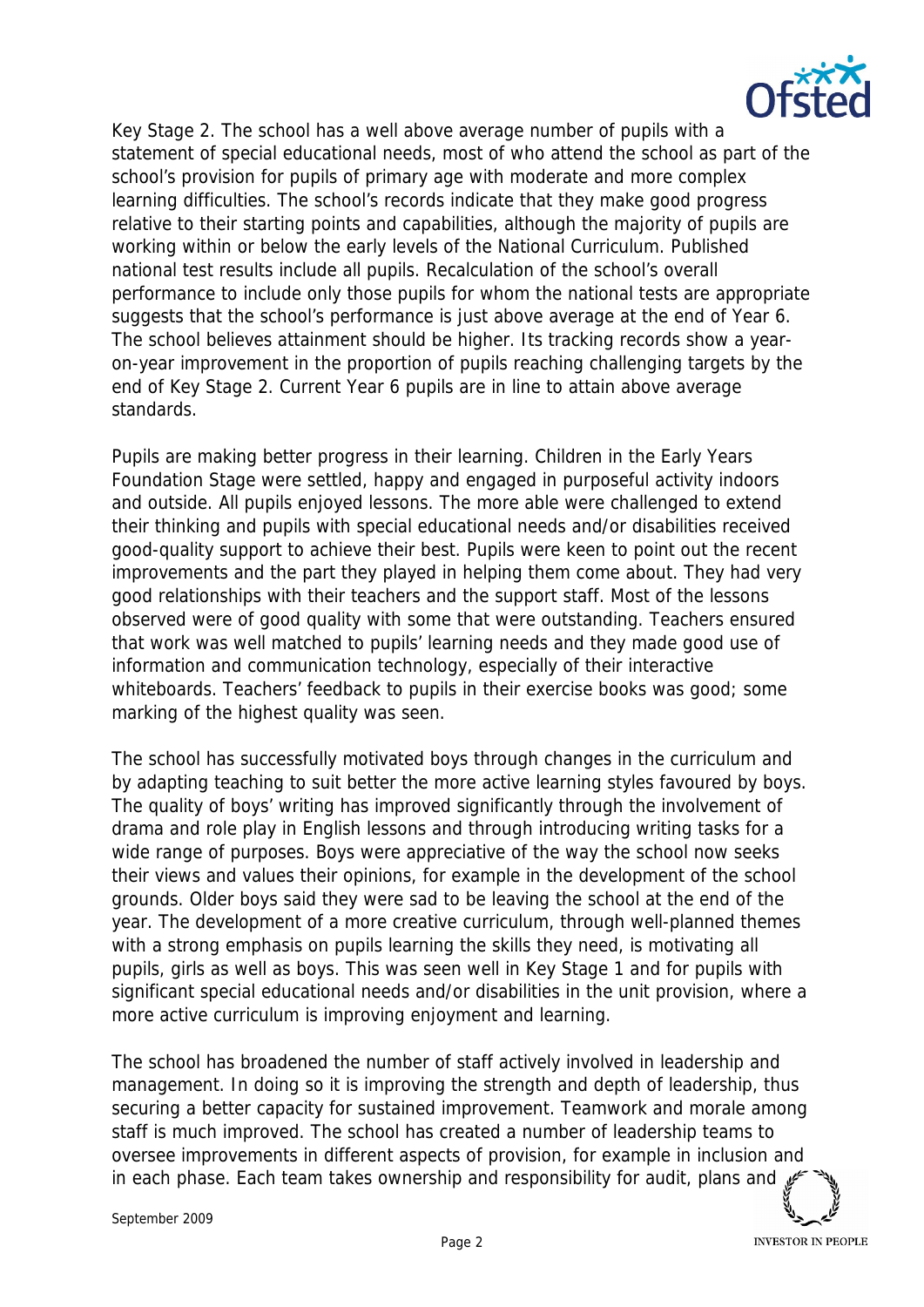Key Stage 2. The school has a well above average number of pupils with a statement of special educational needs, most of who attend the school as part of the school's provision for pupils of primary age with moderate and more complex learning difficulties. The school's records indicate that they make good progress relative to their starting points and capabilities, although the majority of pupils are working within or below the early levels of the National Curriculum. Published national test results include all pupils. Recalculation of the school's overall performance to include only those pupils for whom the national tests are appropriate suggests that the school's performance is just above average at the end of Year 6. The school believes attainment should be higher. Its tracking records show a year-on-year improvement in the proportion of pupils reaching challenging targets by the end of Key Stage 2. Current Year 6 pupils are in line to attain above average standards.

Pupils are making better progress in their learning. Children in the Early Years Foundation Stage were settled, happy and engaged in purposeful activity indoors and outside. All pupils enjoyed lessons. The more able were challenged to extend their thinking and pupils with special educational needs and/or disabilities received good-quality support to achieve their best. Pupils were keen to point out the recent improvements and the part they played in helping them come about. They had very good relationships with their teachers and the support staff. Most of the lessons observed were of good quality with some that were outstanding. Teachers ensured that work was well matched to pupils' learning needs and they made good use of information and communication technology, especially of their interactive whiteboards. Teachers' feedback to pupils in their exercise books was good; some marking of the highest quality was seen.

The school has successfully motivated boys through changes in the curriculum and by adapting teaching to suit better the more active learning styles favoured by boys. The quality of boys' writing has improved significantly through the involvement of drama and role play in English lessons and through introducing writing tasks for a wide range of purposes. Boys were appreciative of the way the school now seeks their views and values their opinions, for example in the development of the school grounds. Older boys said they were sad to be leaving the school at the end of the year. The development of a more creative curriculum, through well-planned themes with a strong emphasis on pupils learning the skills they need, is motivating all pupils, girls as well as boys. This was seen well in Key Stage 1 and for pupils with significant special educational needs and/or disabilities in the unit provision, where a more active curriculum is improving enjoyment and learning.

The school has broadened the number of staff actively involved in leadership and management. In doing so it is improving the strength and depth of leadership, thus securing a better capacity for sustained improvement. Teamwork and morale among staff is much improved. The school has created a number of leadership teams to oversee improvements in different aspects of provision, for example in inclusion and in each phase. Each team takes ownership and responsibility for audit, plans and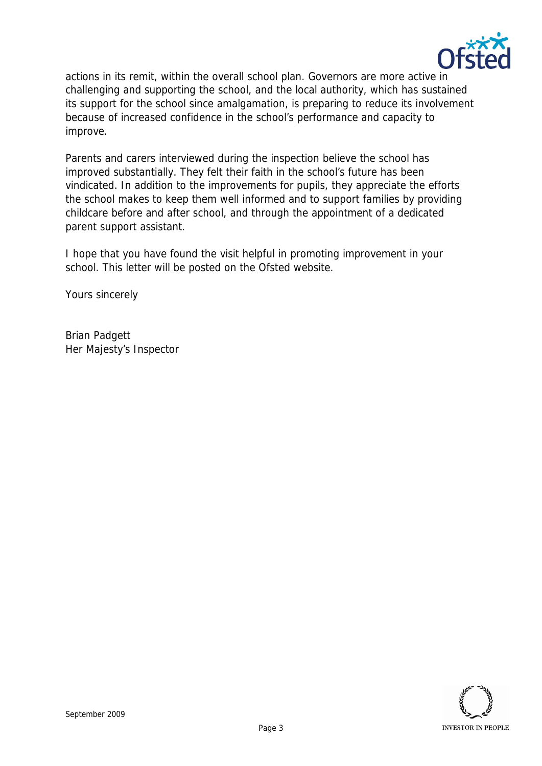actions in its remit, within the overall school plan. Governors are more active in challenging and supporting the school, and the local authority, which has sustained its support for the school since amalgamation, is preparing to reduce its involvement because of increased confidence in the school's performance and capacity to improve.

Parents and carers interviewed during the inspection believe the school has improved substantially. They felt their faith in the school's future has been vindicated. In addition to the improvements for pupils, they appreciate the efforts the school makes to keep them well informed and to support families by providing childcare before and after school, and through the appointment of a dedicated parent support assistant.

I hope that you have found the visit helpful in promoting improvement in your school. This letter will be posted on the Ofsted website.

Yours sincerely

Brian Padgett
Her Majesty's Inspector